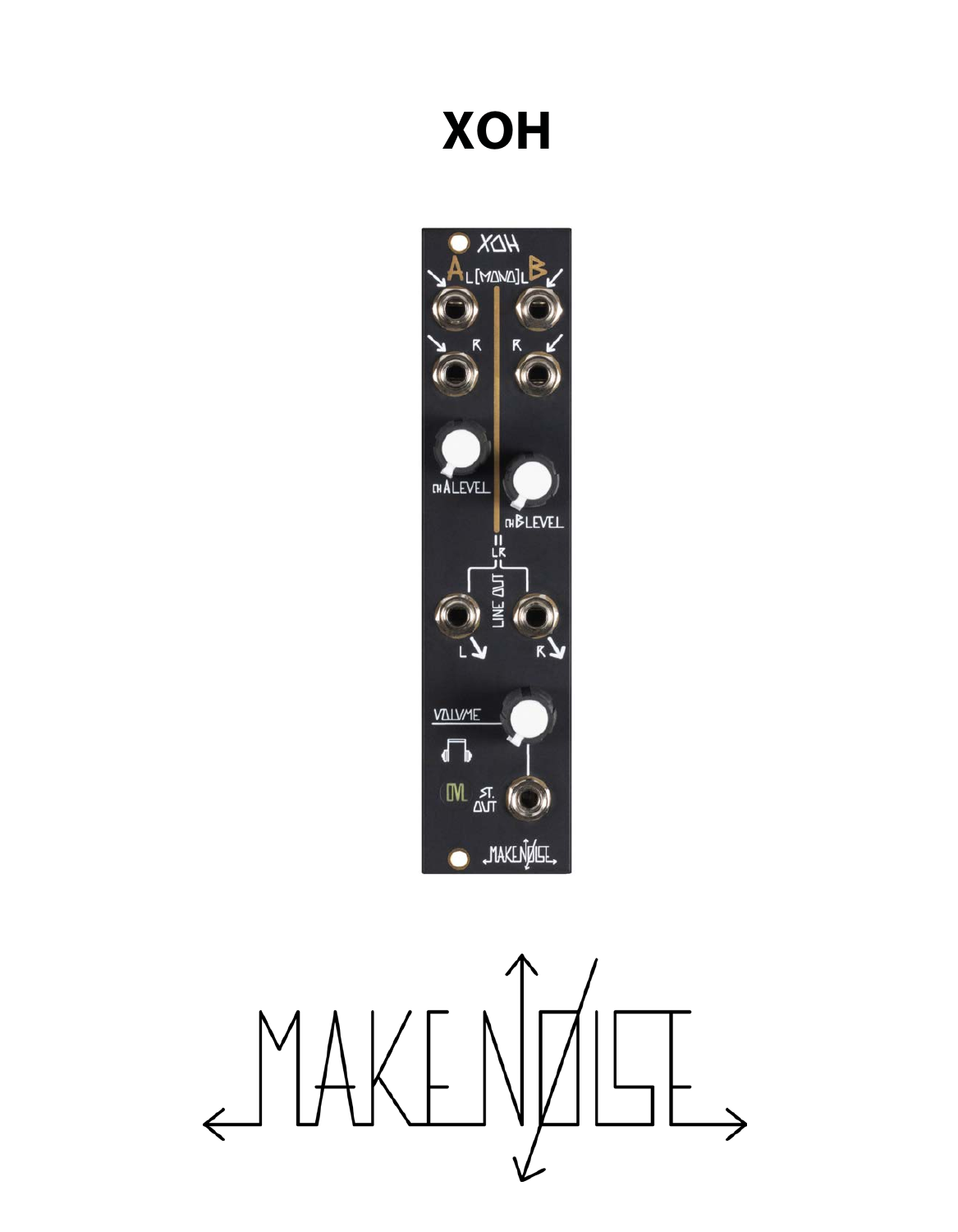# XOH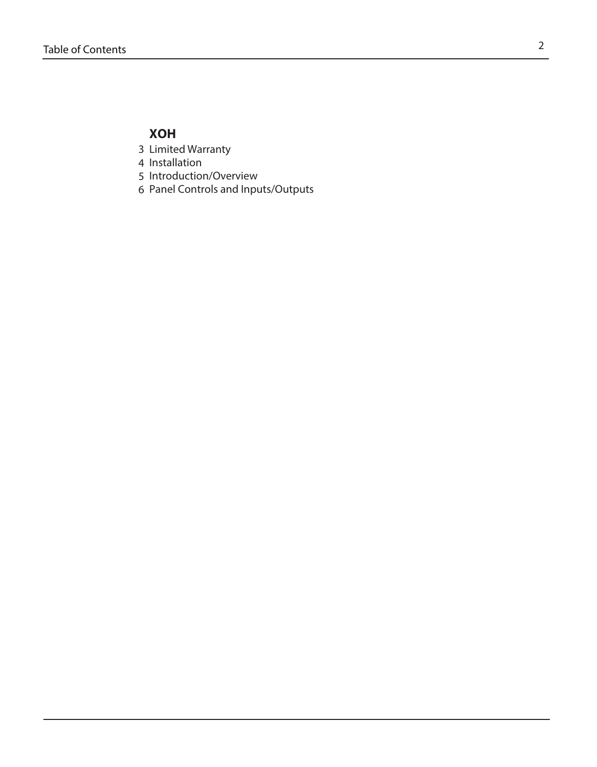# Table of Contents

## XOH

3 Limited Warranty
4 Installation
5 Introduction/Overview
6 Panel Controls and Inputs/Outputs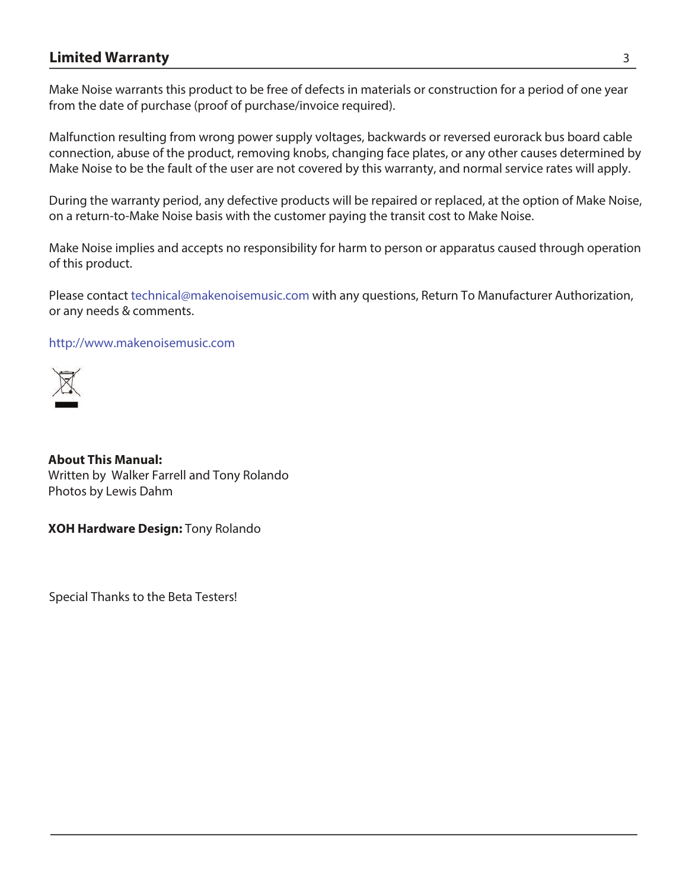## Limited Warranty

Make Noise warrants this product to be free of defects in materials or construction for a period of one year from the date of purchase (proof of purchase/invoice required).

Malfunction resulting from wrong power supply voltages, backwards or reversed eurorack bus board cable connection, abuse of the product, removing knobs, changing face plates, or any other causes determined by Make Noise to be the fault of the user are not covered by this warranty, and normal service rates will apply.

During the warranty period, any defective products will be repaired or replaced, at the option of Make Noise, on a return-to-Make Noise basis with the customer paying the transit cost to Make Noise.

Make Noise implies and accepts no responsibility for harm to person or apparatus caused through operation of this product.

Please contact technical@makenoisemusic.com with any questions, Return To Manufacturer Authorization, or any needs & comments.

http://www.makenoisemusic.com

**About This Manual:**
Written by Walker Farrell and Tony Rolando
Photos by Lewis Dahm

**XOH Hardware Design:** Tony Rolando

Special Thanks to the Beta Testers!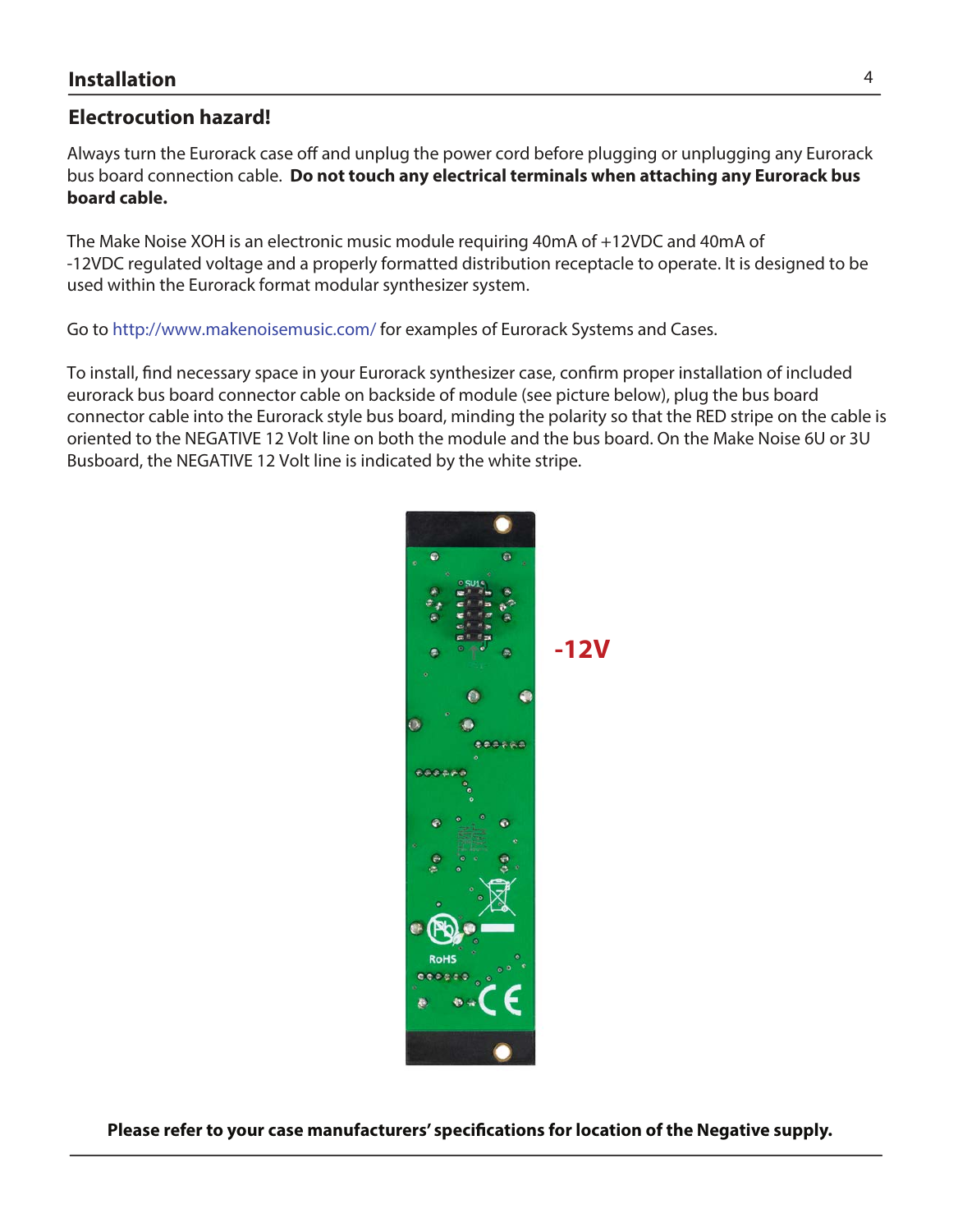## Installation

### Electrocution hazard!

Always turn the Eurorack case off and unplug the power cord before plugging or unplugging any Eurorack bus board connection cable. **Do not touch any electrical terminals when attaching any Eurorack bus board cable.**

The Make Noise XOH is an electronic music module requiring 40mA of +12VDC and 40mA of -12VDC regulated voltage and a properly formatted distribution receptacle to operate. It is designed to be used within the Eurorack format modular synthesizer system.

Go to http://www.makenoisemusic.com/ for examples of Eurorack Systems and Cases.

To install, find necessary space in your Eurorack synthesizer case, confirm proper installation of included eurorack bus board connector cable on backside of module (see picture below), plug the bus board connector cable into the Eurorack style bus board, minding the polarity so that the RED stripe on the cable is oriented to the NEGATIVE 12 Volt line on both the module and the bus board. On the Make Noise 6U or 3U Busboard, the NEGATIVE 12 Volt line is indicated by the white stripe.

-12V

**Please refer to your case manufacturers' specifications for location of the Negative supply.**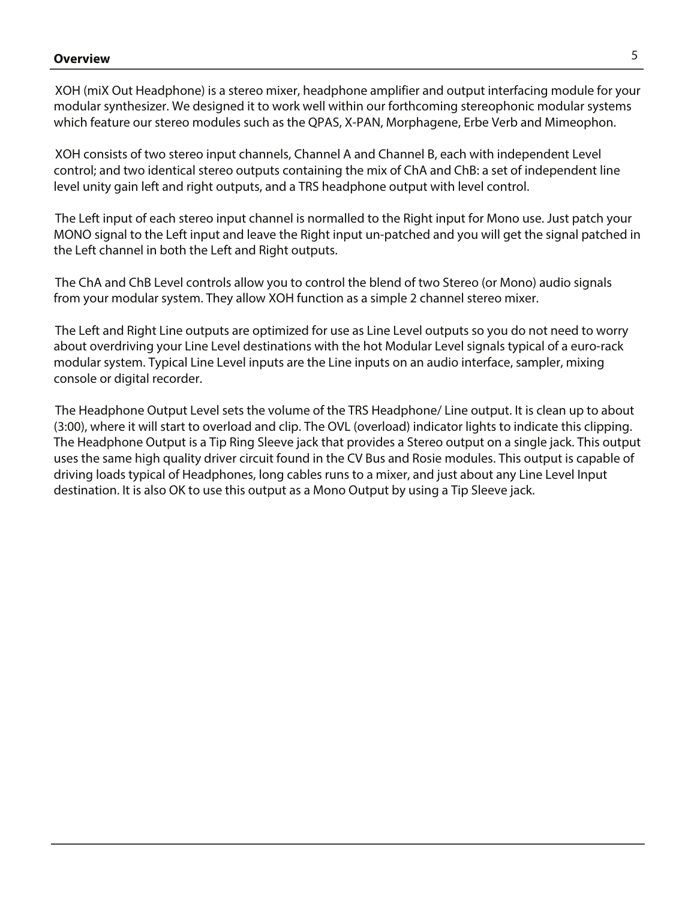## Overview

XOH (miX Out Headphone) is a stereo mixer, headphone amplifier and output interfacing module for your modular synthesizer. We designed it to work well within our forthcoming stereophonic modular systems which feature our stereo modules such as the QPAS, X-PAN, Morphagene, Erbe Verb and Mimeophon.

XOH consists of two stereo input channels, Channel A and Channel B, each with independent Level control; and two identical stereo outputs containing the mix of ChA and ChB: a set of independent line level unity gain left and right outputs, and a TRS headphone output with level control.

The Left input of each stereo input channel is normalled to the Right input for Mono use. Just patch your MONO signal to the Left input and leave the Right input un-patched and you will get the signal patched in the Left channel in both the Left and Right outputs.

The ChA and ChB Level controls allow you to control the blend of two Stereo (or Mono) audio signals from your modular system. They allow XOH function as a simple 2 channel stereo mixer.

The Left and Right Line outputs are optimized for use as Line Level outputs so you do not need to worry about overdriving your Line Level destinations with the hot Modular Level signals typical of a euro-rack modular system. Typical Line Level inputs are the Line inputs on an audio interface, sampler, mixing console or digital recorder.

The Headphone Output Level sets the volume of the TRS Headphone/ Line output. It is clean up to about (3:00), where it will start to overload and clip. The OVL (overload) indicator lights to indicate this clipping. The Headphone Output is a Tip Ring Sleeve jack that provides a Stereo output on a single jack. This output uses the same high quality driver circuit found in the CV Bus and Rosie modules. This output is capable of driving loads typical of Headphones, long cables runs to a mixer, and just about any Line Level Input destination. It is also OK to use this output as a Mono Output by using a Tip Sleeve jack.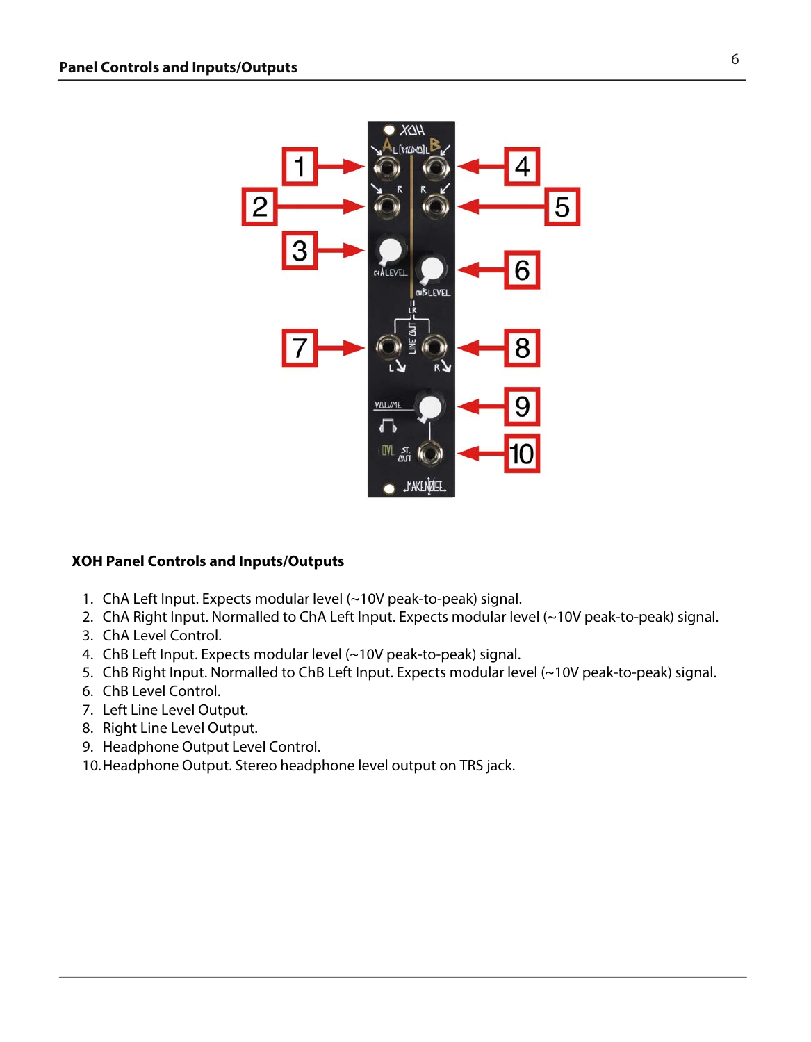## Panel Controls and Inputs/Outputs

### XOH Panel Controls and Inputs/Outputs

1. ChA Left Input. Expects modular level (~10V peak-to-peak) signal.
2. ChA Right Input. Normalled to ChA Left Input. Expects modular level (~10V peak-to-peak) signal.
3. ChA Level Control.
4. ChB Left Input. Expects modular level (~10V peak-to-peak) signal.
5. ChB Right Input. Normalled to ChB Left Input. Expects modular level (~10V peak-to-peak) signal.
6. ChB Level Control.
7. Left Line Level Output.
8. Right Line Level Output.
9. Headphone Output Level Control.
10. Headphone Output. Stereo headphone level output on TRS jack.